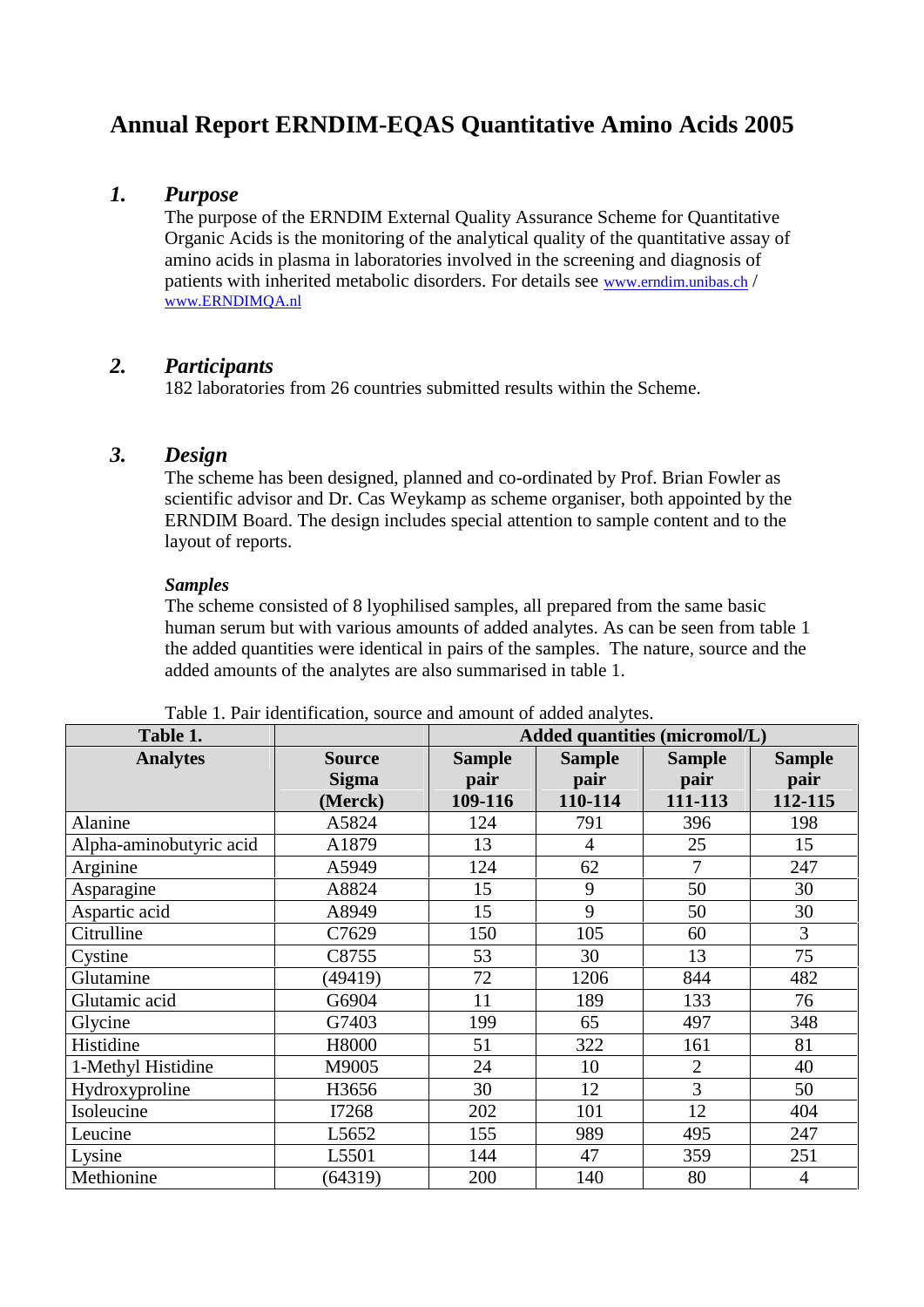# Annual Report ERNDIM-EQAS Quantitative Amino Acids 2005

## *1. Purpose*

The purpose of the ERNDIM External Quality Assurance Scheme for Quantitative Organic Acids is the monitoring of the analytical quality of the quantitative assay of amino acids in plasma in laboratories involved in the screening and diagnosis of patients with inherited metabolic disorders. For details see www.erndim.unibas.ch / www.ERNDIMQA.nl

## *2. Participants*

182 laboratories from 26 countries submitted results within the Scheme.

## *3. Design*

The scheme has been designed, planned and co-ordinated by Prof. Brian Fowler as scientific advisor and Dr. Cas Weykamp as scheme organiser, both appointed by the ERNDIM Board. The design includes special attention to sample content and to the layout of reports.

### *Samples*

The scheme consisted of 8 lyophilised samples, all prepared from the same basic human serum but with various amounts of added analytes. As can be seen from table 1 the added quantities were identical in pairs of the samples. The nature, source and the added amounts of the analytes are also summarised in table 1.

Table 1. Pair identification, source and amount of added analytes.

| Table 1. | | Added quantities (micromol/L) | | | |
|---|---|---|---|---|---|
| **Analytes** | **Source Sigma (Merck)** | **Sample pair 109-116** | **Sample pair 110-114** | **Sample pair 111-113** | **Sample pair 112-115** |
| Alanine | A5824 | 124 | 791 | 396 | 198 |
| Alpha-aminobutyric acid | A1879 | 13 | 4 | 25 | 15 |
| Arginine | A5949 | 124 | 62 | 7 | 247 |
| Asparagine | A8824 | 15 | 9 | 50 | 30 |
| Aspartic acid | A8949 | 15 | 9 | 50 | 30 |
| Citrulline | C7629 | 150 | 105 | 60 | 3 |
| Cystine | C8755 | 53 | 30 | 13 | 75 |
| Glutamine | (49419) | 72 | 1206 | 844 | 482 |
| Glutamic acid | G6904 | 11 | 189 | 133 | 76 |
| Glycine | G7403 | 199 | 65 | 497 | 348 |
| Histidine | H8000 | 51 | 322 | 161 | 81 |
| 1-Methyl Histidine | M9005 | 24 | 10 | 2 | 40 |
| Hydroxyproline | H3656 | 30 | 12 | 3 | 50 |
| Isoleucine | I7268 | 202 | 101 | 12 | 404 |
| Leucine | L5652 | 155 | 989 | 495 | 247 |
| Lysine | L5501 | 144 | 47 | 359 | 251 |
| Methionine | (64319) | 200 | 140 | 80 | 4 |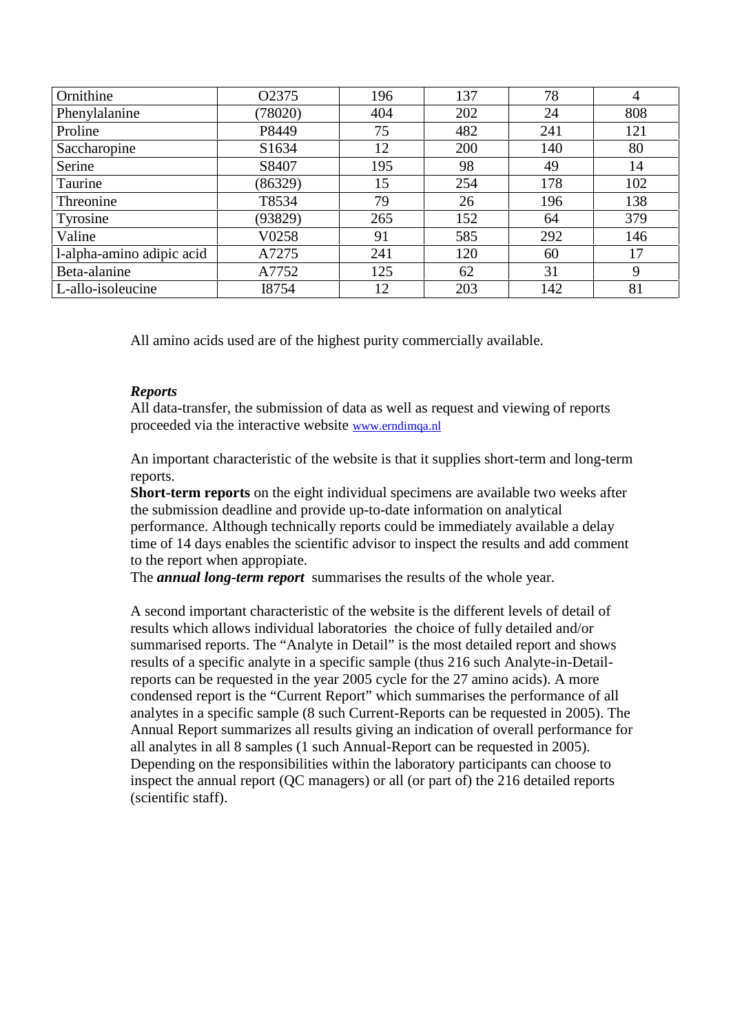| | | | | | |
|---|---|---|---|---|---|
| Ornithine | O2375 | 196 | 137 | 78 | 4 |
| Phenylalanine | (78020) | 404 | 202 | 24 | 808 |
| Proline | P8449 | 75 | 482 | 241 | 121 |
| Saccharopine | S1634 | 12 | 200 | 140 | 80 |
| Serine | S8407 | 195 | 98 | 49 | 14 |
| Taurine | (86329) | 15 | 254 | 178 | 102 |
| Threonine | T8534 | 79 | 26 | 196 | 138 |
| Tyrosine | (93829) | 265 | 152 | 64 | 379 |
| Valine | V0258 | 91 | 585 | 292 | 146 |
| l-alpha-amino adipic acid | A7275 | 241 | 120 | 60 | 17 |
| Beta-alanine | A7752 | 125 | 62 | 31 | 9 |
| L-allo-isoleucine | I8754 | 12 | 203 | 142 | 81 |

All amino acids used are of the highest purity commercially available.

***Reports***

All data-transfer, the submission of data as well as request and viewing of reports proceeded via the interactive website www.erndimqa.nl

An important characteristic of the website is that it supplies short-term and long-term reports.

**Short-term reports** on the eight individual specimens are available two weeks after the submission deadline and provide up-to-date information on analytical performance. Although technically reports could be immediately available a delay time of 14 days enables the scientific advisor to inspect the results and add comment to the report when appropiate.

The ***annual long-term report*** summarises the results of the whole year.

A second important characteristic of the website is the different levels of detail of results which allows individual laboratories the choice of fully detailed and/or summarised reports. The "Analyte in Detail" is the most detailed report and shows results of a specific analyte in a specific sample (thus 216 such Analyte-in-Detail-reports can be requested in the year 2005 cycle for the 27 amino acids). A more condensed report is the "Current Report" which summarises the performance of all analytes in a specific sample (8 such Current-Reports can be requested in 2005). The Annual Report summarizes all results giving an indication of overall performance for all analytes in all 8 samples (1 such Annual-Report can be requested in 2005). Depending on the responsibilities within the laboratory participants can choose to inspect the annual report (QC managers) or all (or part of) the 216 detailed reports (scientific staff).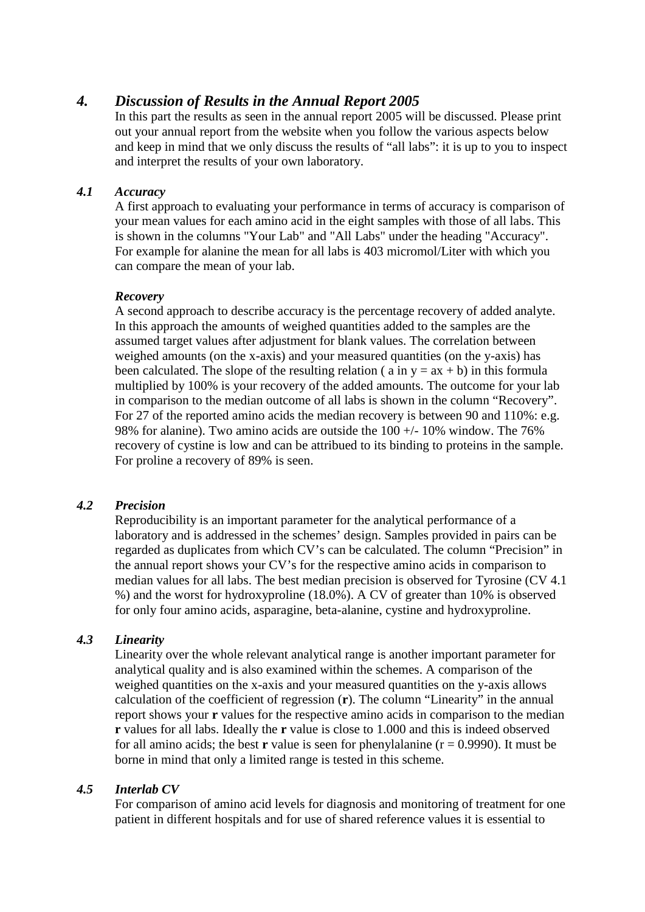## *4. Discussion of Results in the Annual Report 2005*

In this part the results as seen in the annual report 2005 will be discussed. Please print out your annual report from the website when you follow the various aspects below and keep in mind that we only discuss the results of "all labs": it is up to you to inspect and interpret the results of your own laboratory.

### *4.1 Accuracy*

A first approach to evaluating your performance in terms of accuracy is comparison of your mean values for each amino acid in the eight samples with those of all labs. This is shown in the columns "Your Lab" and "All Labs" under the heading "Accuracy". For example for alanine the mean for all labs is 403 micromol/Liter with which you can compare the mean of your lab.

#### *Recovery*

A second approach to describe accuracy is the percentage recovery of added analyte. In this approach the amounts of weighed quantities added to the samples are the assumed target values after adjustment for blank values. The correlation between weighed amounts (on the x-axis) and your measured quantities (on the y-axis) has been calculated. The slope of the resulting relation ( a in $y = ax + b$) in this formula multiplied by 100% is your recovery of the added amounts. The outcome for your lab in comparison to the median outcome of all labs is shown in the column "Recovery". For 27 of the reported amino acids the median recovery is between 90 and 110%: e.g. 98% for alanine). Two amino acids are outside the 100 +/- 10% window. The 76% recovery of cystine is low and can be attribued to its binding to proteins in the sample. For proline a recovery of 89% is seen.

### *4.2 Precision*

Reproducibility is an important parameter for the analytical performance of a laboratory and is addressed in the schemes' design. Samples provided in pairs can be regarded as duplicates from which CV's can be calculated. The column "Precision" in the annual report shows your CV's for the respective amino acids in comparison to median values for all labs. The best median precision is observed for Tyrosine (CV 4.1 %) and the worst for hydroxyproline (18.0%). A CV of greater than 10% is observed for only four amino acids, asparagine, beta-alanine, cystine and hydroxyproline.

### *4.3 Linearity*

Linearity over the whole relevant analytical range is another important parameter for analytical quality and is also examined within the schemes. A comparison of the weighed quantities on the x-axis and your measured quantities on the y-axis allows calculation of the coefficient of regression (**r**). The column "Linearity" in the annual report shows your **r** values for the respective amino acids in comparison to the median **r** values for all labs. Ideally the **r** value is close to 1.000 and this is indeed observed for all amino acids; the best **r** value is seen for phenylalanine ($r = 0.9990$). It must be borne in mind that only a limited range is tested in this scheme.

### *4.5 Interlab CV*

For comparison of amino acid levels for diagnosis and monitoring of treatment for one patient in different hospitals and for use of shared reference values it is essential to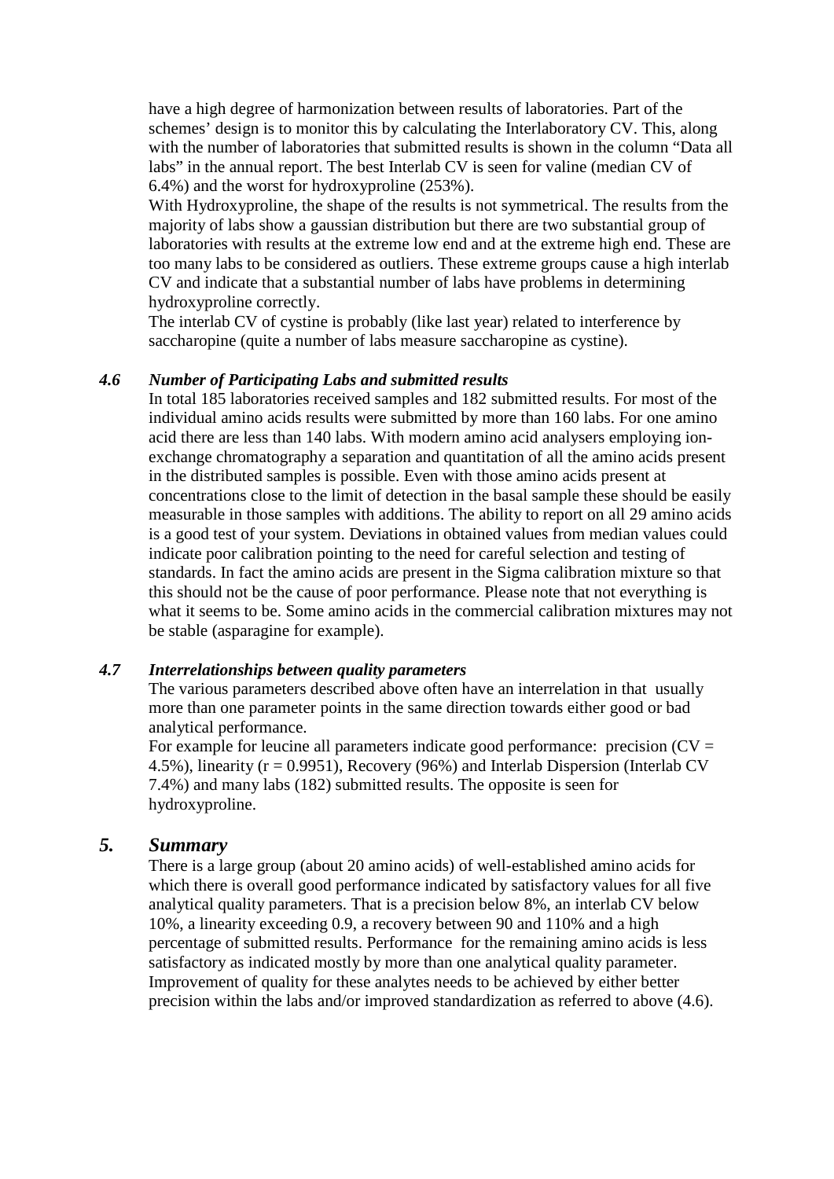have a high degree of harmonization between results of laboratories. Part of the schemes' design is to monitor this by calculating the Interlaboratory CV. This, along with the number of laboratories that submitted results is shown in the column "Data all labs" in the annual report. The best Interlab CV is seen for valine (median CV of 6.4%) and the worst for hydroxyproline (253%).

With Hydroxyproline, the shape of the results is not symmetrical. The results from the majority of labs show a gaussian distribution but there are two substantial group of laboratories with results at the extreme low end and at the extreme high end. These are too many labs to be considered as outliers. These extreme groups cause a high interlab CV and indicate that a substantial number of labs have problems in determining hydroxyproline correctly.

The interlab CV of cystine is probably (like last year) related to interference by saccharopine (quite a number of labs measure saccharopine as cystine).

### *4.6 Number of Participating Labs and submitted results*

In total 185 laboratories received samples and 182 submitted results. For most of the individual amino acids results were submitted by more than 160 labs. For one amino acid there are less than 140 labs. With modern amino acid analysers employing ion-exchange chromatography a separation and quantitation of all the amino acids present in the distributed samples is possible. Even with those amino acids present at concentrations close to the limit of detection in the basal sample these should be easily measurable in those samples with additions. The ability to report on all 29 amino acids is a good test of your system. Deviations in obtained values from median values could indicate poor calibration pointing to the need for careful selection and testing of standards. In fact the amino acids are present in the Sigma calibration mixture so that this should not be the cause of poor performance. Please note that not everything is what it seems to be. Some amino acids in the commercial calibration mixtures may not be stable (asparagine for example).

### *4.7 Interrelationships between quality parameters*

The various parameters described above often have an interrelation in that usually more than one parameter points in the same direction towards either good or bad analytical performance.

For example for leucine all parameters indicate good performance: precision (CV = 4.5%), linearity (r = 0.9951), Recovery (96%) and Interlab Dispersion (Interlab CV 7.4%) and many labs (182) submitted results. The opposite is seen for hydroxyproline.

## *5. Summary*

There is a large group (about 20 amino acids) of well-established amino acids for which there is overall good performance indicated by satisfactory values for all five analytical quality parameters. That is a precision below 8%, an interlab CV below 10%, a linearity exceeding 0.9, a recovery between 90 and 110% and a high percentage of submitted results. Performance for the remaining amino acids is less satisfactory as indicated mostly by more than one analytical quality parameter. Improvement of quality for these analytes needs to be achieved by either better precision within the labs and/or improved standardization as referred to above (4.6).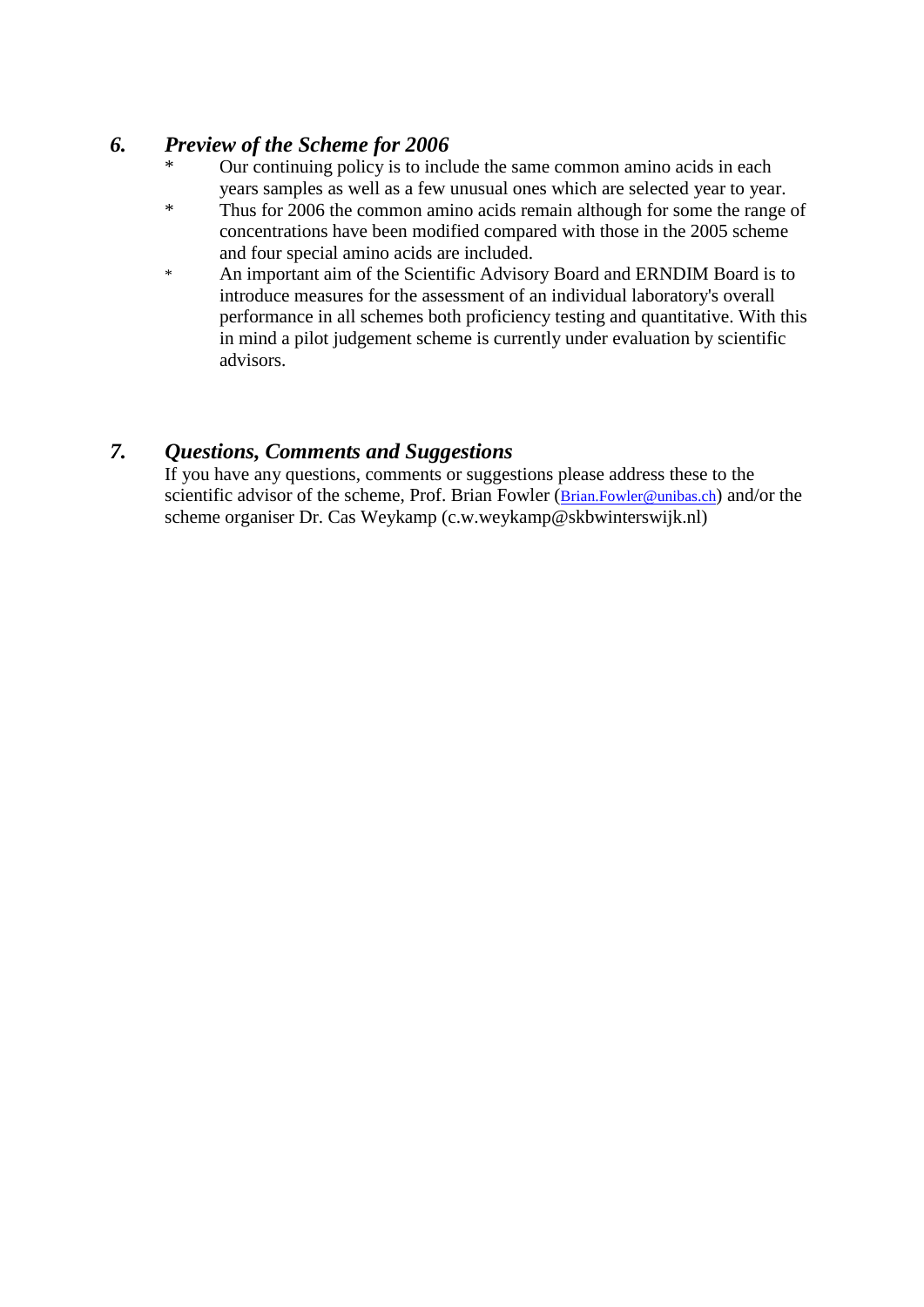## *6. Preview of the Scheme for 2006*

* Our continuing policy is to include the same common amino acids in each years samples as well as a few unusual ones which are selected year to year.
* Thus for 2006 the common amino acids remain although for some the range of concentrations have been modified compared with those in the 2005 scheme and four special amino acids are included.
* An important aim of the Scientific Advisory Board and ERNDIM Board is to introduce measures for the assessment of an individual laboratory's overall performance in all schemes both proficiency testing and quantitative. With this in mind a pilot judgement scheme is currently under evaluation by scientific advisors.

## *7. Questions, Comments and Suggestions*

If you have any questions, comments or suggestions please address these to the scientific advisor of the scheme, Prof. Brian Fowler (Brian.Fowler@unibas.ch) and/or the scheme organiser Dr. Cas Weykamp (c.w.weykamp@skbwinterswijk.nl)